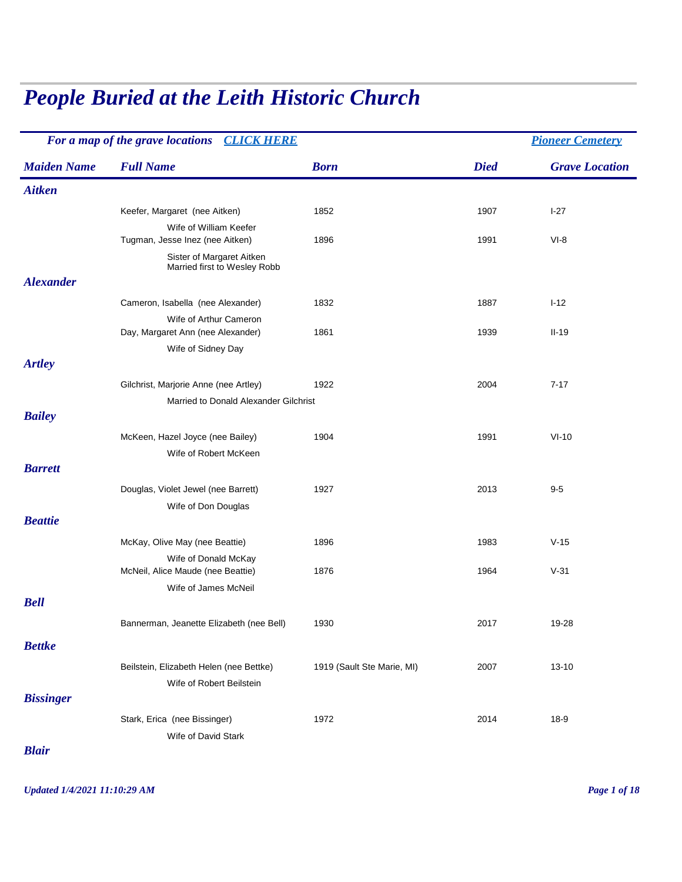# People Buried at the Leith Historic Church

*For a map of the grave locations* [CLICK HERE]  [Pioneer Cemetery]

| Maiden Name | Full Name | Born | Died | Grave Location |
|---|---|---|---|---|
| ***Aitken*** | | | | |
| | Keefer, Margaret (nee Aitken) | 1852 | 1907 | I-27 |
| | Wife of William Keefer | | | |
| | Tugman, Jesse Inez (nee Aitken) | 1896 | 1991 | VI-8 |
| | Sister of Margaret Aitken<br>Married first to Wesley Robb | | | |
| ***Alexander*** | | | | |
| | Cameron, Isabella (nee Alexander) | 1832 | 1887 | I-12 |
| | Wife of Arthur Cameron | | | |
| | Day, Margaret Ann (nee Alexander) | 1861 | 1939 | II-19 |
| | Wife of Sidney Day | | | |
| ***Artley*** | | | | |
| | Gilchrist, Marjorie Anne (nee Artley) | 1922 | 2004 | 7-17 |
| | Married to Donald Alexander Gilchrist | | | |
| ***Bailey*** | | | | |
| | McKeen, Hazel Joyce (nee Bailey) | 1904 | 1991 | VI-10 |
| | Wife of Robert McKeen | | | |
| ***Barrett*** | | | | |
| | Douglas, Violet Jewel (nee Barrett) | 1927 | 2013 | 9-5 |
| | Wife of Don Douglas | | | |
| ***Beattie*** | | | | |
| | McKay, Olive May (nee Beattie) | 1896 | 1983 | V-15 |
| | Wife of Donald McKay | | | |
| | McNeil, Alice Maude (nee Beattie) | 1876 | 1964 | V-31 |
| | Wife of James McNeil | | | |
| ***Bell*** | | | | |
| | Bannerman, Jeanette Elizabeth (nee Bell) | 1930 | 2017 | 19-28 |
| ***Bettke*** | | | | |
| | Beilstein, Elizabeth Helen (nee Bettke) | 1919 (Sault Ste Marie, MI) | 2007 | 13-10 |
| | Wife of Robert Beilstein | | | |
| ***Bissinger*** | | | | |
| | Stark, Erica (nee Bissinger) | 1972 | 2014 | 18-9 |
| | Wife of David Stark | | | |
| ***Blair*** | | | | |

*Updated 1/4/2021 11:10:29 AM*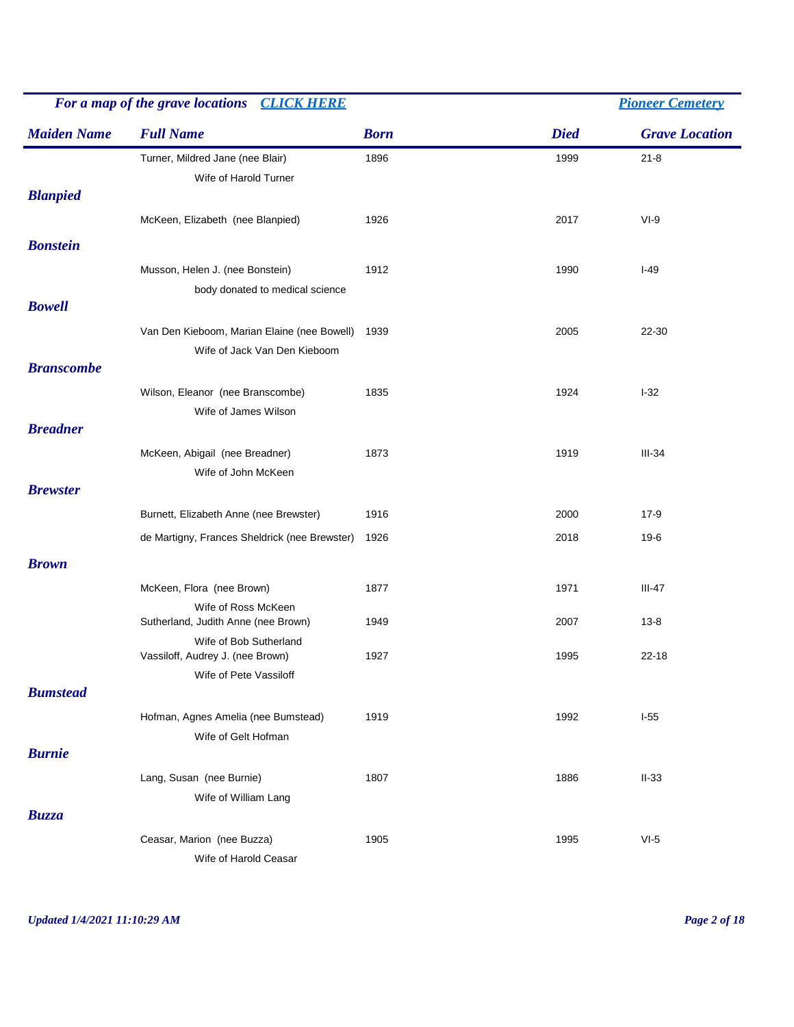*For a map of the grave locations* [*CLICK HERE*]() [*Pioneer Cemetery*]()

| *Maiden Name* | *Full Name* | *Born* | *Died* | *Grave Location* |
| --- | --- | --- | --- | --- |
| | Turner, Mildred Jane (nee Blair) | 1896 | 1999 | 21-8 |
| | Wife of Harold Turner | | | |
| ***Blanpied*** | | | | |
| | McKeen, Elizabeth (nee Blanpied) | 1926 | 2017 | VI-9 |
| ***Bonstein*** | | | | |
| | Musson, Helen J. (nee Bonstein) | 1912 | 1990 | I-49 |
| | body donated to medical science | | | |
| ***Bowell*** | | | | |
| | Van Den Kieboom, Marian Elaine (nee Bowell) | 1939 | 2005 | 22-30 |
| | Wife of Jack Van Den Kieboom | | | |
| ***Branscombe*** | | | | |
| | Wilson, Eleanor (nee Branscombe) | 1835 | 1924 | I-32 |
| | Wife of James Wilson | | | |
| ***Breadner*** | | | | |
| | McKeen, Abigail (nee Breadner) | 1873 | 1919 | III-34 |
| | Wife of John McKeen | | | |
| ***Brewster*** | | | | |
| | Burnett, Elizabeth Anne (nee Brewster) | 1916 | 2000 | 17-9 |
| | de Martigny, Frances Sheldrick (nee Brewster) | 1926 | 2018 | 19-6 |
| ***Brown*** | | | | |
| | McKeen, Flora (nee Brown) | 1877 | 1971 | III-47 |
| | Wife of Ross McKeen | | | |
| | Sutherland, Judith Anne (nee Brown) | 1949 | 2007 | 13-8 |
| | Wife of Bob Sutherland | | | |
| | Vassiloff, Audrey J. (nee Brown) | 1927 | 1995 | 22-18 |
| | Wife of Pete Vassiloff | | | |
| ***Bumstead*** | | | | |
| | Hofman, Agnes Amelia (nee Bumstead) | 1919 | 1992 | I-55 |
| | Wife of Gelt Hofman | | | |
| ***Burnie*** | | | | |
| | Lang, Susan (nee Burnie) | 1807 | 1886 | II-33 |
| | Wife of William Lang | | | |
| ***Buzza*** | | | | |
| | Ceasar, Marion (nee Buzza) | 1905 | 1995 | VI-5 |
| | Wife of Harold Ceasar | | | |

*Updated 1/4/2021 11:10:29 AM*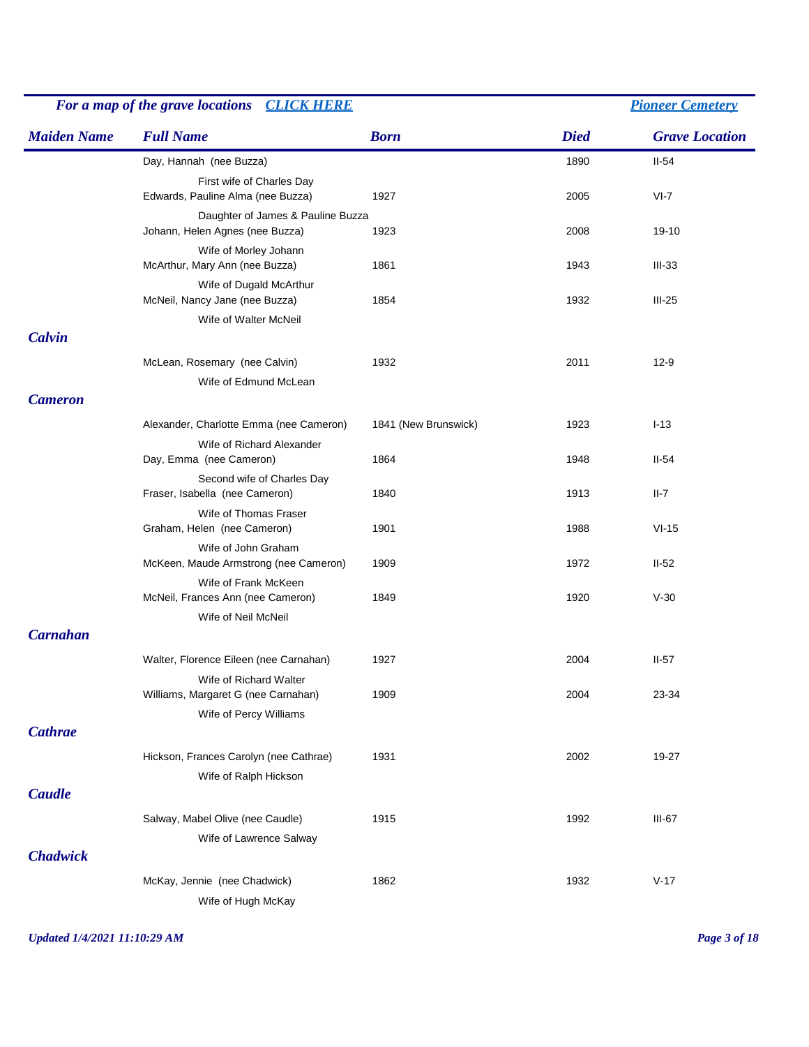*For a map of the grave locations* [*CLICK HERE*]() | [*Pioneer Cemetery*]()

| Maiden Name | Full Name | Born | Died | Grave Location |
|---|---|---|---|---|
| | Day, Hannah (nee Buzza) | | 1890 | II-54 |
| | First wife of Charles Day | | | |
| | Edwards, Pauline Alma (nee Buzza) | 1927 | 2005 | VI-7 |
| | Daughter of James & Pauline Buzza | | | |
| | Johann, Helen Agnes (nee Buzza) | 1923 | 2008 | 19-10 |
| | Wife of Morley Johann | | | |
| | McArthur, Mary Ann (nee Buzza) | 1861 | 1943 | III-33 |
| | Wife of Dugald McArthur | | | |
| | McNeil, Nancy Jane (nee Buzza) | 1854 | 1932 | III-25 |
| | Wife of Walter McNeil | | | |
| ***Calvin*** | | | | |
| | McLean, Rosemary (nee Calvin) | 1932 | 2011 | 12-9 |
| | Wife of Edmund McLean | | | |
| ***Cameron*** | | | | |
| | Alexander, Charlotte Emma (nee Cameron) | 1841 (New Brunswick) | 1923 | I-13 |
| | Wife of Richard Alexander | | | |
| | Day, Emma (nee Cameron) | 1864 | 1948 | II-54 |
| | Second wife of Charles Day | | | |
| | Fraser, Isabella (nee Cameron) | 1840 | 1913 | II-7 |
| | Wife of Thomas Fraser | | | |
| | Graham, Helen (nee Cameron) | 1901 | 1988 | VI-15 |
| | Wife of John Graham | | | |
| | McKeen, Maude Armstrong (nee Cameron) | 1909 | 1972 | II-52 |
| | Wife of Frank McKeen | | | |
| | McNeil, Frances Ann (nee Cameron) | 1849 | 1920 | V-30 |
| | Wife of Neil McNeil | | | |
| ***Carnahan*** | | | | |
| | Walter, Florence Eileen (nee Carnahan) | 1927 | 2004 | II-57 |
| | Wife of Richard Walter | | | |
| | Williams, Margaret G (nee Carnahan) | 1909 | 2004 | 23-34 |
| | Wife of Percy Williams | | | |
| ***Cathrae*** | | | | |
| | Hickson, Frances Carolyn (nee Cathrae) | 1931 | 2002 | 19-27 |
| | Wife of Ralph Hickson | | | |
| ***Caudle*** | | | | |
| | Salway, Mabel Olive (nee Caudle) | 1915 | 1992 | III-67 |
| | Wife of Lawrence Salway | | | |
| ***Chadwick*** | | | | |
| | McKay, Jennie (nee Chadwick) | 1862 | 1932 | V-17 |
| | Wife of Hugh McKay | | | |

*Updated 1/4/2021 11:10:29 AM*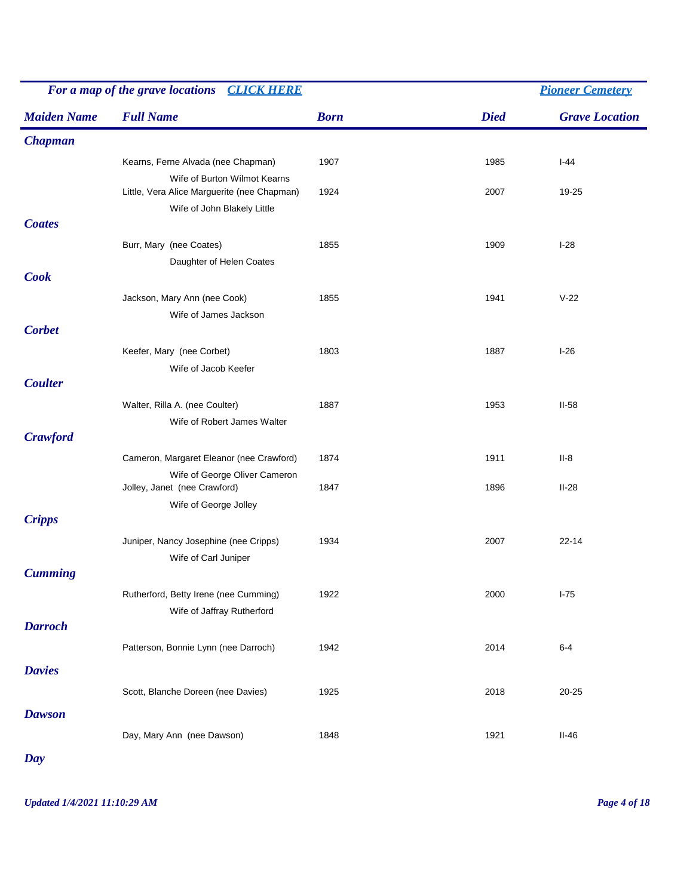*For a map of the grave locations* [*CLICK HERE*]() [*Pioneer Cemetery*]()

| Maiden Name | Full Name | Born | Died | Grave Location |
|---|---|---|---|---|
| **Chapman** | | | | |
| | Kearns, Ferne Alvada (nee Chapman) | 1907 | 1985 | I-44 |
| | Wife of Burton Wilmot Kearns | | | |
| | Little, Vera Alice Marguerite (nee Chapman) | 1924 | 2007 | 19-25 |
| | Wife of John Blakely Little | | | |
| **Coates** | | | | |
| | Burr, Mary (nee Coates) | 1855 | 1909 | I-28 |
| | Daughter of Helen Coates | | | |
| **Cook** | | | | |
| | Jackson, Mary Ann (nee Cook) | 1855 | 1941 | V-22 |
| | Wife of James Jackson | | | |
| **Corbet** | | | | |
| | Keefer, Mary (nee Corbet) | 1803 | 1887 | I-26 |
| | Wife of Jacob Keefer | | | |
| **Coulter** | | | | |
| | Walter, Rilla A. (nee Coulter) | 1887 | 1953 | II-58 |
| | Wife of Robert James Walter | | | |
| **Crawford** | | | | |
| | Cameron, Margaret Eleanor (nee Crawford) | 1874 | 1911 | II-8 |
| | Wife of George Oliver Cameron | | | |
| | Jolley, Janet (nee Crawford) | 1847 | 1896 | II-28 |
| | Wife of George Jolley | | | |
| **Cripps** | | | | |
| | Juniper, Nancy Josephine (nee Cripps) | 1934 | 2007 | 22-14 |
| | Wife of Carl Juniper | | | |
| **Cumming** | | | | |
| | Rutherford, Betty Irene (nee Cumming) | 1922 | 2000 | I-75 |
| | Wife of Jaffray Rutherford | | | |
| **Darroch** | | | | |
| | Patterson, Bonnie Lynn (nee Darroch) | 1942 | 2014 | 6-4 |
| **Davies** | | | | |
| | Scott, Blanche Doreen (nee Davies) | 1925 | 2018 | 20-25 |
| **Dawson** | | | | |
| | Day, Mary Ann (nee Dawson) | 1848 | 1921 | II-46 |
| **Day** | | | | |

*Updated 1/4/2021 11:10:29 AM*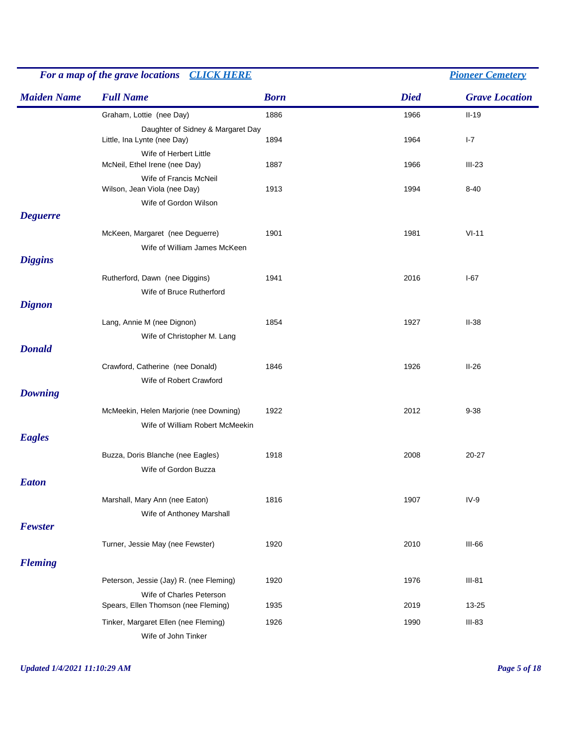*For a map of the grave locations* [*CLICK HERE*]() [*Pioneer Cemetery*]()

| Maiden Name | Full Name | Born | Died | Grave Location |
|---|---|---|---|---|
| | Graham, Lottie (nee Day) | 1886 | 1966 | II-19 |
| | Daughter of Sidney & Margaret Day | | | |
| | Little, Ina Lynte (nee Day) | 1894 | 1964 | I-7 |
| | Wife of Herbert Little | | | |
| | McNeil, Ethel Irene (nee Day) | 1887 | 1966 | III-23 |
| | Wife of Francis McNeil | | | |
| | Wilson, Jean Viola (nee Day) | 1913 | 1994 | 8-40 |
| | Wife of Gordon Wilson | | | |
| ***Deguerre*** | | | | |
| | McKeen, Margaret (nee Deguerre) | 1901 | 1981 | VI-11 |
| | Wife of William James McKeen | | | |
| ***Diggins*** | | | | |
| | Rutherford, Dawn (nee Diggins) | 1941 | 2016 | I-67 |
| | Wife of Bruce Rutherford | | | |
| ***Dignon*** | | | | |
| | Lang, Annie M (nee Dignon) | 1854 | 1927 | II-38 |
| | Wife of Christopher M. Lang | | | |
| ***Donald*** | | | | |
| | Crawford, Catherine (nee Donald) | 1846 | 1926 | II-26 |
| | Wife of Robert Crawford | | | |
| ***Downing*** | | | | |
| | McMeekin, Helen Marjorie (nee Downing) | 1922 | 2012 | 9-38 |
| | Wife of William Robert McMeekin | | | |
| ***Eagles*** | | | | |
| | Buzza, Doris Blanche (nee Eagles) | 1918 | 2008 | 20-27 |
| | Wife of Gordon Buzza | | | |
| ***Eaton*** | | | | |
| | Marshall, Mary Ann (nee Eaton) | 1816 | 1907 | IV-9 |
| | Wife of Anthoney Marshall | | | |
| ***Fewster*** | | | | |
| | Turner, Jessie May (nee Fewster) | 1920 | 2010 | III-66 |
| ***Fleming*** | | | | |
| | Peterson, Jessie (Jay) R. (nee Fleming) | 1920 | 1976 | III-81 |
| | Wife of Charles Peterson | | | |
| | Spears, Ellen Thomson (nee Fleming) | 1935 | 2019 | 13-25 |
| | Tinker, Margaret Ellen (nee Fleming) | 1926 | 1990 | III-83 |
| | Wife of John Tinker | | | |

*Updated 1/4/2021 11:10:29 AM*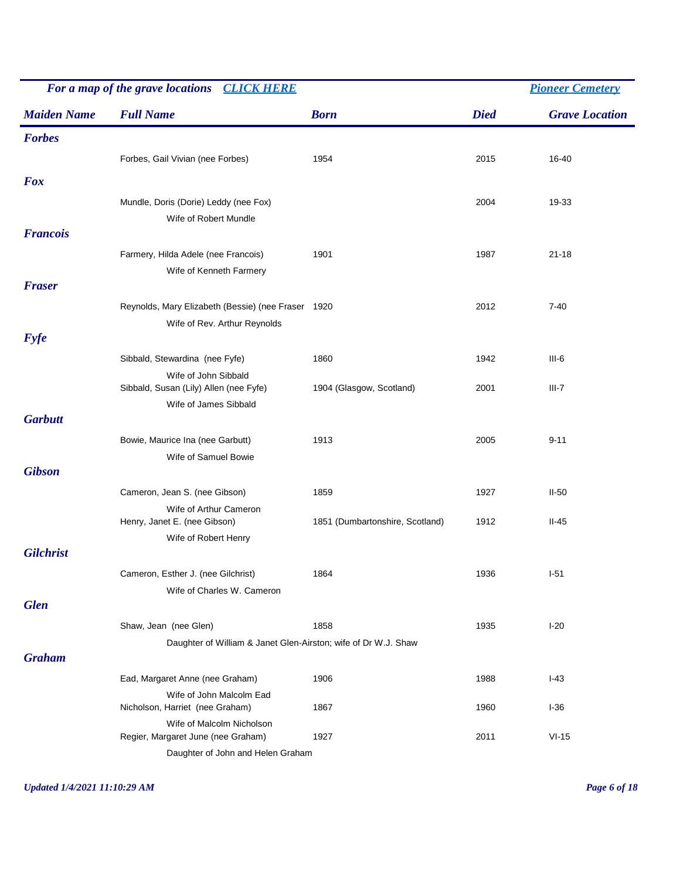*For a map of the grave locations* [*CLICK HERE*]

[*Pioneer Cemetery*]

| Maiden Name | Full Name | Born | Died | Grave Location |
|---|---|---|---|---|
| ***Forbes*** | | | | |
| | Forbes, Gail Vivian (nee Forbes) | 1954 | 2015 | 16-40 |
| ***Fox*** | | | | |
| | Mundle, Doris (Dorie) Leddy (nee Fox) | | 2004 | 19-33 |
| | Wife of Robert Mundle | | | |
| ***Francois*** | | | | |
| | Farmery, Hilda Adele (nee Francois) | 1901 | 1987 | 21-18 |
| | Wife of Kenneth Farmery | | | |
| ***Fraser*** | | | | |
| | Reynolds, Mary Elizabeth (Bessie) (nee Fraser | 1920 | 2012 | 7-40 |
| | Wife of Rev. Arthur Reynolds | | | |
| ***Fyfe*** | | | | |
| | Sibbald, Stewardina (nee Fyfe) | 1860 | 1942 | III-6 |
| | Wife of John Sibbald | | | |
| | Sibbald, Susan (Lily) Allen (nee Fyfe) | 1904 (Glasgow, Scotland) | 2001 | III-7 |
| | Wife of James Sibbald | | | |
| ***Garbutt*** | | | | |
| | Bowie, Maurice Ina (nee Garbutt) | 1913 | 2005 | 9-11 |
| | Wife of Samuel Bowie | | | |
| ***Gibson*** | | | | |
| | Cameron, Jean S. (nee Gibson) | 1859 | 1927 | II-50 |
| | Wife of Arthur Cameron | | | |
| | Henry, Janet E. (nee Gibson) | 1851 (Dumbartonshire, Scotland) | 1912 | II-45 |
| | Wife of Robert Henry | | | |
| ***Gilchrist*** | | | | |
| | Cameron, Esther J. (nee Gilchrist) | 1864 | 1936 | I-51 |
| | Wife of Charles W. Cameron | | | |
| ***Glen*** | | | | |
| | Shaw, Jean (nee Glen) | 1858 | 1935 | I-20 |
| | Daughter of William & Janet Glen-Airston; wife of Dr W.J. Shaw | | | |
| ***Graham*** | | | | |
| | Ead, Margaret Anne (nee Graham) | 1906 | 1988 | I-43 |
| | Wife of John Malcolm Ead | | | |
| | Nicholson, Harriet (nee Graham) | 1867 | 1960 | I-36 |
| | Wife of Malcolm Nicholson | | | |
| | Regier, Margaret June (nee Graham) | 1927 | 2011 | VI-15 |
| | Daughter of John and Helen Graham | | | |

*Updated 1/4/2021 11:10:29 AM*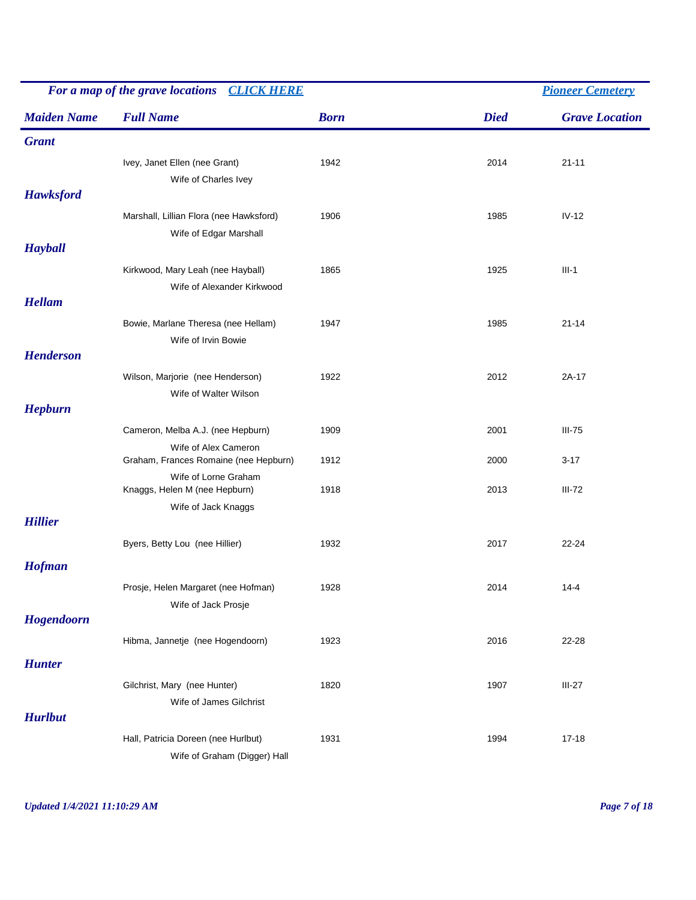*For a map of the grave locations* [CLICK HERE] | [Pioneer Cemetery]

| Maiden Name | Full Name | Born | Died | Grave Location |
|---|---|---|---|---|
| ***Grant*** | | | | |
| | Ivey, Janet Ellen (nee Grant) | 1942 | 2014 | 21-11 |
| | Wife of Charles Ivey | | | |
| ***Hawksford*** | | | | |
| | Marshall, Lillian Flora (nee Hawksford) | 1906 | 1985 | IV-12 |
| | Wife of Edgar Marshall | | | |
| ***Hayball*** | | | | |
| | Kirkwood, Mary Leah (nee Hayball) | 1865 | 1925 | III-1 |
| | Wife of Alexander Kirkwood | | | |
| ***Hellam*** | | | | |
| | Bowie, Marlane Theresa (nee Hellam) | 1947 | 1985 | 21-14 |
| | Wife of Irvin Bowie | | | |
| ***Henderson*** | | | | |
| | Wilson, Marjorie (nee Henderson) | 1922 | 2012 | 2A-17 |
| | Wife of Walter Wilson | | | |
| ***Hepburn*** | | | | |
| | Cameron, Melba A.J. (nee Hepburn) | 1909 | 2001 | III-75 |
| | Wife of Alex Cameron | | | |
| | Graham, Frances Romaine (nee Hepburn) | 1912 | 2000 | 3-17 |
| | Wife of Lorne Graham | | | |
| | Knaggs, Helen M (nee Hepburn) | 1918 | 2013 | III-72 |
| | Wife of Jack Knaggs | | | |
| ***Hillier*** | | | | |
| | Byers, Betty Lou (nee Hillier) | 1932 | 2017 | 22-24 |
| ***Hofman*** | | | | |
| | Prosje, Helen Margaret (nee Hofman) | 1928 | 2014 | 14-4 |
| | Wife of Jack Prosje | | | |
| ***Hogendoorn*** | | | | |
| | Hibma, Jannetje (nee Hogendoorn) | 1923 | 2016 | 22-28 |
| ***Hunter*** | | | | |
| | Gilchrist, Mary (nee Hunter) | 1820 | 1907 | III-27 |
| | Wife of James Gilchrist | | | |
| ***Hurlbut*** | | | | |
| | Hall, Patricia Doreen (nee Hurlbut) | 1931 | 1994 | 17-18 |
| | Wife of Graham (Digger) Hall | | | |

*Updated 1/4/2021 11:10:29 AM*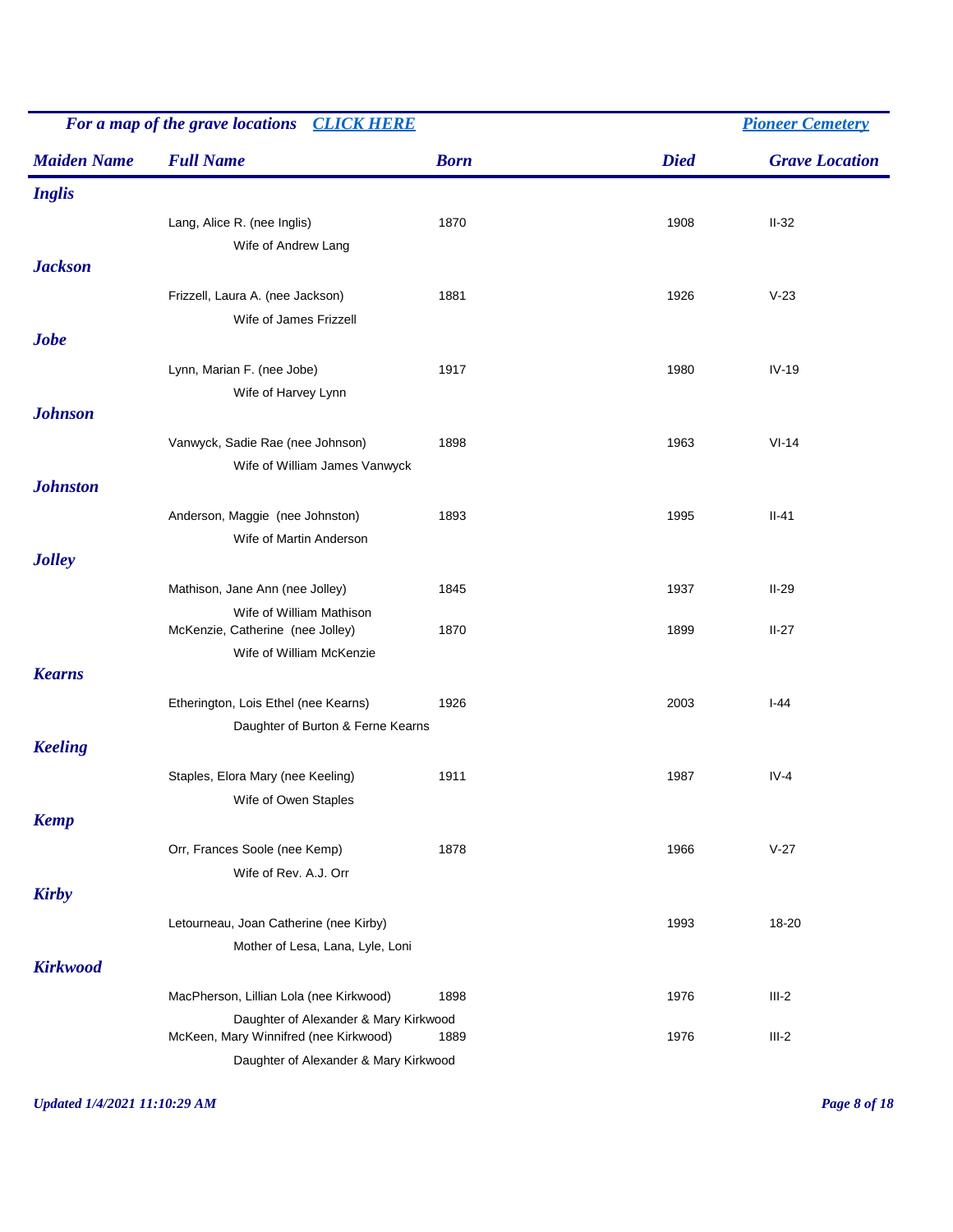*For a map of the grave locations* [*CLICK HERE*] | [*Pioneer Cemetery*]

| Maiden Name | Full Name | Born | Died | Grave Location |
|---|---|---|---|---|
| ***Inglis*** | | | | |
| | Lang, Alice R. (nee Inglis) | 1870 | 1908 | II-32 |
| | Wife of Andrew Lang | | | |
| ***Jackson*** | | | | |
| | Frizzell, Laura A. (nee Jackson) | 1881 | 1926 | V-23 |
| | Wife of James Frizzell | | | |
| ***Jobe*** | | | | |
| | Lynn, Marian F. (nee Jobe) | 1917 | 1980 | IV-19 |
| | Wife of Harvey Lynn | | | |
| ***Johnson*** | | | | |
| | Vanwyck, Sadie Rae (nee Johnson) | 1898 | 1963 | VI-14 |
| | Wife of William James Vanwyck | | | |
| ***Johnston*** | | | | |
| | Anderson, Maggie (nee Johnston) | 1893 | 1995 | II-41 |
| | Wife of Martin Anderson | | | |
| ***Jolley*** | | | | |
| | Mathison, Jane Ann (nee Jolley) | 1845 | 1937 | II-29 |
| | Wife of William Mathison | | | |
| | McKenzie, Catherine (nee Jolley) | 1870 | 1899 | II-27 |
| | Wife of William McKenzie | | | |
| ***Kearns*** | | | | |
| | Etherington, Lois Ethel (nee Kearns) | 1926 | 2003 | I-44 |
| | Daughter of Burton & Ferne Kearns | | | |
| ***Keeling*** | | | | |
| | Staples, Elora Mary (nee Keeling) | 1911 | 1987 | IV-4 |
| | Wife of Owen Staples | | | |
| ***Kemp*** | | | | |
| | Orr, Frances Soole (nee Kemp) | 1878 | 1966 | V-27 |
| | Wife of Rev. A.J. Orr | | | |
| ***Kirby*** | | | | |
| | Letourneau, Joan Catherine (nee Kirby) | | 1993 | 18-20 |
| | Mother of Lesa, Lana, Lyle, Loni | | | |
| ***Kirkwood*** | | | | |
| | MacPherson, Lillian Lola (nee Kirkwood) | 1898 | 1976 | III-2 |
| | Daughter of Alexander & Mary Kirkwood | | | |
| | McKeen, Mary Winnifred (nee Kirkwood) | 1889 | 1976 | III-2 |
| | Daughter of Alexander & Mary Kirkwood | | | |

*Updated 1/4/2021 11:10:29 AM*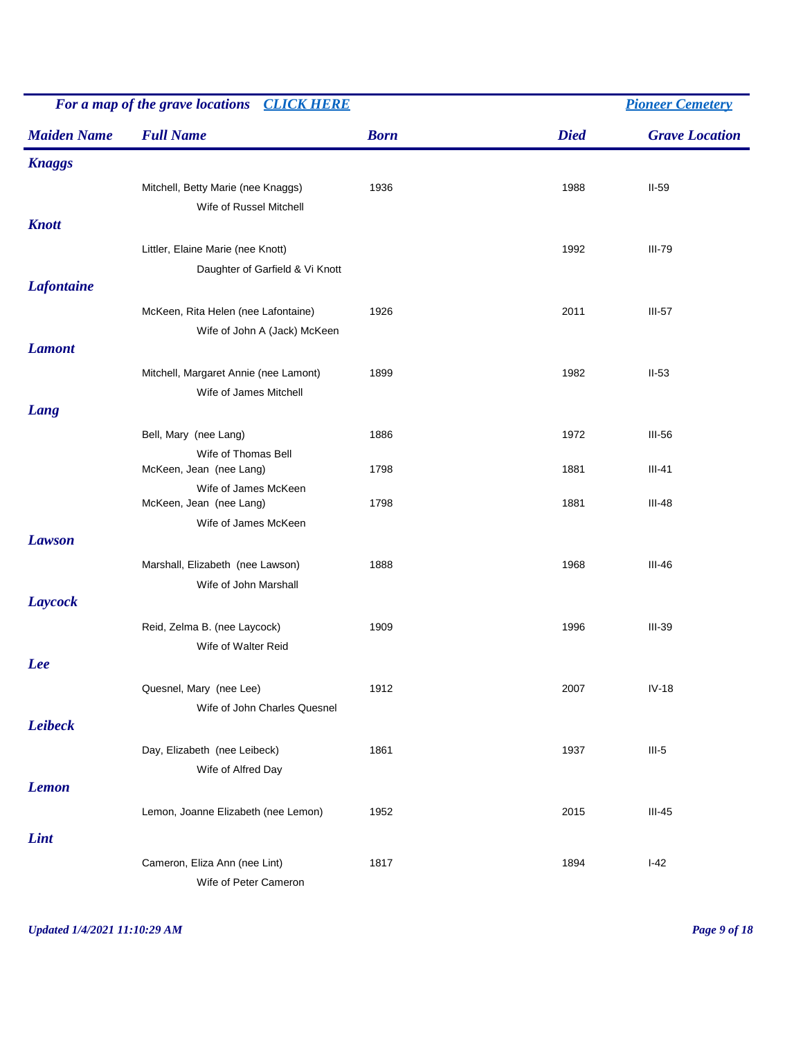*For a map of the grave locations* [*CLICK HERE*]() — [*Pioneer Cemetery*]()

| Maiden Name | Full Name | Born | Died | Grave Location |
|---|---|---|---|---|
| **Knaggs** | | | | |
| | Mitchell, Betty Marie (nee Knaggs) | 1936 | 1988 | II-59 |
| | Wife of Russel Mitchell | | | |
| **Knott** | | | | |
| | Littler, Elaine Marie (nee Knott) | | 1992 | III-79 |
| | Daughter of Garfield & Vi Knott | | | |
| **Lafontaine** | | | | |
| | McKeen, Rita Helen (nee Lafontaine) | 1926 | 2011 | III-57 |
| | Wife of John A (Jack) McKeen | | | |
| **Lamont** | | | | |
| | Mitchell, Margaret Annie (nee Lamont) | 1899 | 1982 | II-53 |
| | Wife of James Mitchell | | | |
| **Lang** | | | | |
| | Bell, Mary (nee Lang) | 1886 | 1972 | III-56 |
| | Wife of Thomas Bell | | | |
| | McKeen, Jean (nee Lang) | 1798 | 1881 | III-41 |
| | Wife of James McKeen | | | |
| | McKeen, Jean (nee Lang) | 1798 | 1881 | III-48 |
| | Wife of James McKeen | | | |
| **Lawson** | | | | |
| | Marshall, Elizabeth (nee Lawson) | 1888 | 1968 | III-46 |
| | Wife of John Marshall | | | |
| **Laycock** | | | | |
| | Reid, Zelma B. (nee Laycock) | 1909 | 1996 | III-39 |
| | Wife of Walter Reid | | | |
| **Lee** | | | | |
| | Quesnel, Mary (nee Lee) | 1912 | 2007 | IV-18 |
| | Wife of John Charles Quesnel | | | |
| **Leibeck** | | | | |
| | Day, Elizabeth (nee Leibeck) | 1861 | 1937 | III-5 |
| | Wife of Alfred Day | | | |
| **Lemon** | | | | |
| | Lemon, Joanne Elizabeth (nee Lemon) | 1952 | 2015 | III-45 |
| **Lint** | | | | |
| | Cameron, Eliza Ann (nee Lint) | 1817 | 1894 | I-42 |
| | Wife of Peter Cameron | | | |

*Updated 1/4/2021 11:10:29 AM*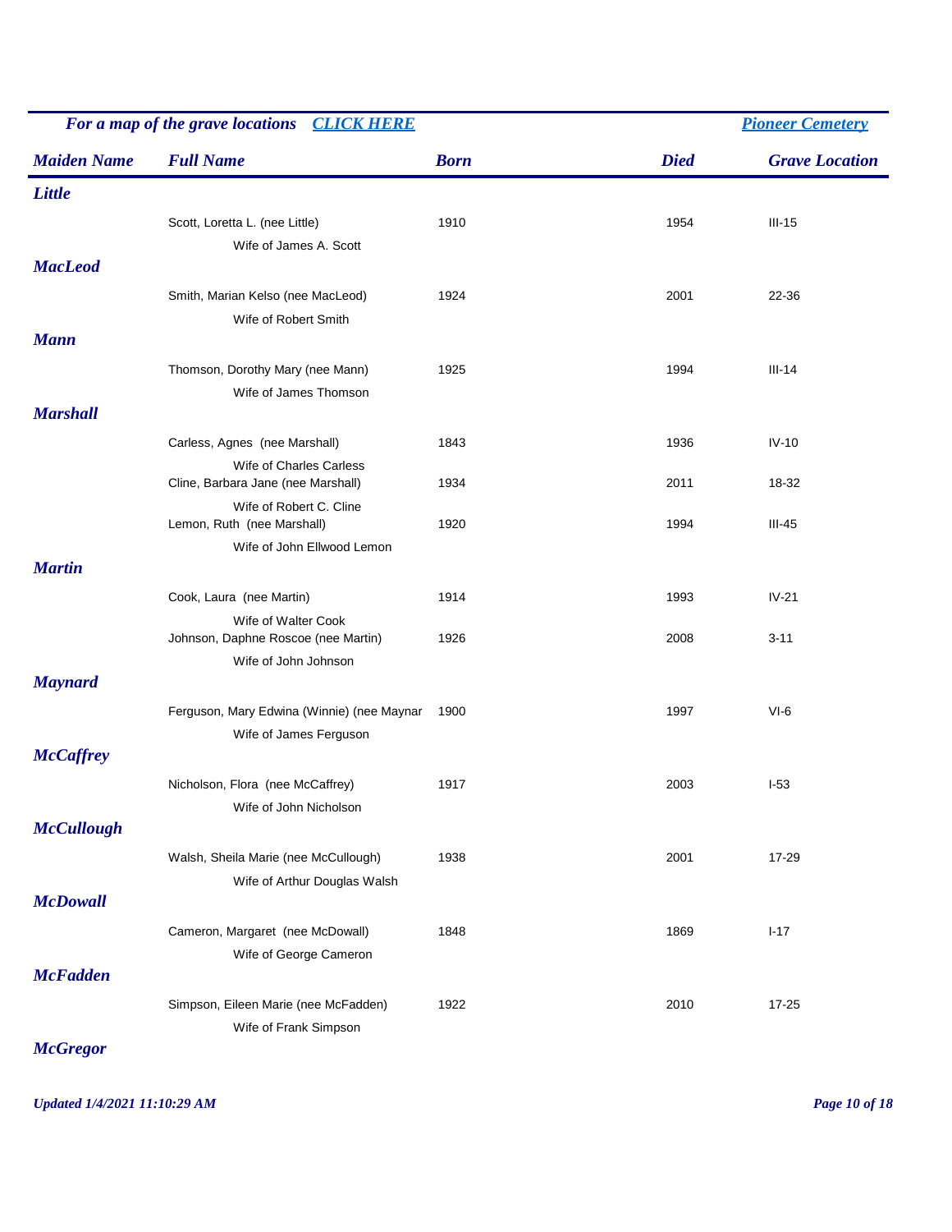*For a map of the grave locations* [*CLICK HERE*]() [*Pioneer Cemetery*]()

| Maiden Name | Full Name | Born | Died | Grave Location |
|---|---|---|---|---|
| ***Little*** | | | | |
| | Scott, Loretta L. (nee Little) | 1910 | 1954 | III-15 |
| | Wife of James A. Scott | | | |
| ***MacLeod*** | | | | |
| | Smith, Marian Kelso (nee MacLeod) | 1924 | 2001 | 22-36 |
| | Wife of Robert Smith | | | |
| ***Mann*** | | | | |
| | Thomson, Dorothy Mary (nee Mann) | 1925 | 1994 | III-14 |
| | Wife of James Thomson | | | |
| ***Marshall*** | | | | |
| | Carless, Agnes (nee Marshall) | 1843 | 1936 | IV-10 |
| | Wife of Charles Carless | | | |
| | Cline, Barbara Jane (nee Marshall) | 1934 | 2011 | 18-32 |
| | Wife of Robert C. Cline | | | |
| | Lemon, Ruth (nee Marshall) | 1920 | 1994 | III-45 |
| | Wife of John Ellwood Lemon | | | |
| ***Martin*** | | | | |
| | Cook, Laura (nee Martin) | 1914 | 1993 | IV-21 |
| | Wife of Walter Cook | | | |
| | Johnson, Daphne Roscoe (nee Martin) | 1926 | 2008 | 3-11 |
| | Wife of John Johnson | | | |
| ***Maynard*** | | | | |
| | Ferguson, Mary Edwina (Winnie) (nee Maynar | 1900 | 1997 | VI-6 |
| | Wife of James Ferguson | | | |
| ***McCaffrey*** | | | | |
| | Nicholson, Flora (nee McCaffrey) | 1917 | 2003 | I-53 |
| | Wife of John Nicholson | | | |
| ***McCullough*** | | | | |
| | Walsh, Sheila Marie (nee McCullough) | 1938 | 2001 | 17-29 |
| | Wife of Arthur Douglas Walsh | | | |
| ***McDowall*** | | | | |
| | Cameron, Margaret (nee McDowall) | 1848 | 1869 | I-17 |
| | Wife of George Cameron | | | |
| ***McFadden*** | | | | |
| | Simpson, Eileen Marie (nee McFadden) | 1922 | 2010 | 17-25 |
| | Wife of Frank Simpson | | | |
| ***McGregor*** | | | | |

*Updated 1/4/2021 11:10:29 AM*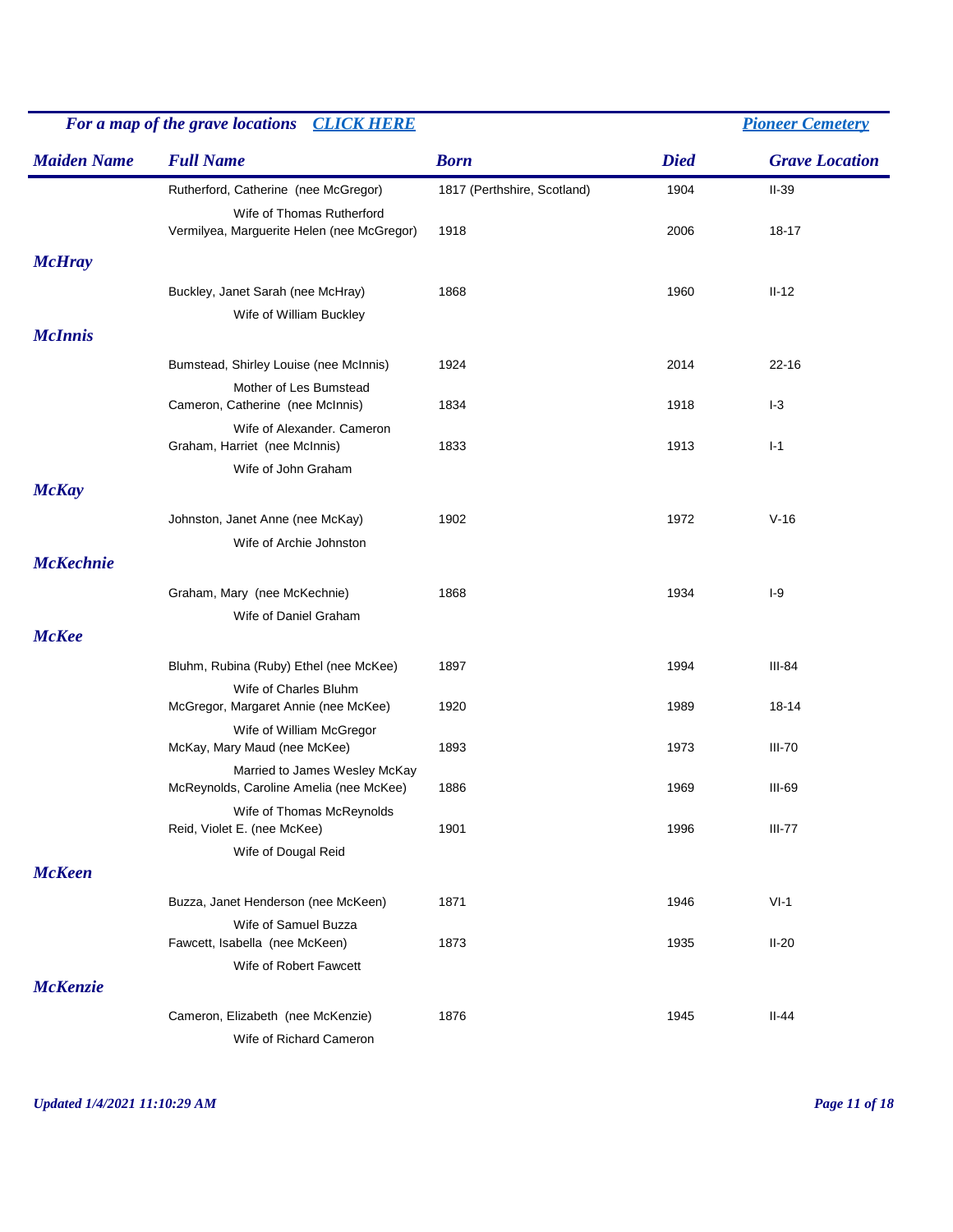*For a map of the grave locations* *CLICK HERE* *Pioneer Cemetery*

| Maiden Name | Full Name | Born | Died | Grave Location |
|---|---|---|---|---|
| | Rutherford, Catherine (nee McGregor) | 1817 (Perthshire, Scotland) | 1904 | II-39 |
| | Wife of Thomas Rutherford | | | |
| | Vermilyea, Marguerite Helen (nee McGregor) | 1918 | 2006 | 18-17 |
| ***McHray*** | | | | |
| | Buckley, Janet Sarah (nee McHray) | 1868 | 1960 | II-12 |
| | Wife of William Buckley | | | |
| ***McInnis*** | | | | |
| | Bumstead, Shirley Louise (nee McInnis) | 1924 | 2014 | 22-16 |
| | Mother of Les Bumstead | | | |
| | Cameron, Catherine (nee McInnis) | 1834 | 1918 | I-3 |
| | Wife of Alexander. Cameron | | | |
| | Graham, Harriet (nee McInnis) | 1833 | 1913 | I-1 |
| | Wife of John Graham | | | |
| ***McKay*** | | | | |
| | Johnston, Janet Anne (nee McKay) | 1902 | 1972 | V-16 |
| | Wife of Archie Johnston | | | |
| ***McKechnie*** | | | | |
| | Graham, Mary (nee McKechnie) | 1868 | 1934 | I-9 |
| | Wife of Daniel Graham | | | |
| ***McKee*** | | | | |
| | Bluhm, Rubina (Ruby) Ethel (nee McKee) | 1897 | 1994 | III-84 |
| | Wife of Charles Bluhm | | | |
| | McGregor, Margaret Annie (nee McKee) | 1920 | 1989 | 18-14 |
| | Wife of William McGregor | | | |
| | McKay, Mary Maud (nee McKee) | 1893 | 1973 | III-70 |
| | Married to James Wesley McKay | | | |
| | McReynolds, Caroline Amelia (nee McKee) | 1886 | 1969 | III-69 |
| | Wife of Thomas McReynolds | | | |
| | Reid, Violet E. (nee McKee) | 1901 | 1996 | III-77 |
| | Wife of Dougal Reid | | | |
| ***McKeen*** | | | | |
| | Buzza, Janet Henderson (nee McKeen) | 1871 | 1946 | VI-1 |
| | Wife of Samuel Buzza | | | |
| | Fawcett, Isabella (nee McKeen) | 1873 | 1935 | II-20 |
| | Wife of Robert Fawcett | | | |
| ***McKenzie*** | | | | |
| | Cameron, Elizabeth (nee McKenzie) | 1876 | 1945 | II-44 |
| | Wife of Richard Cameron | | | |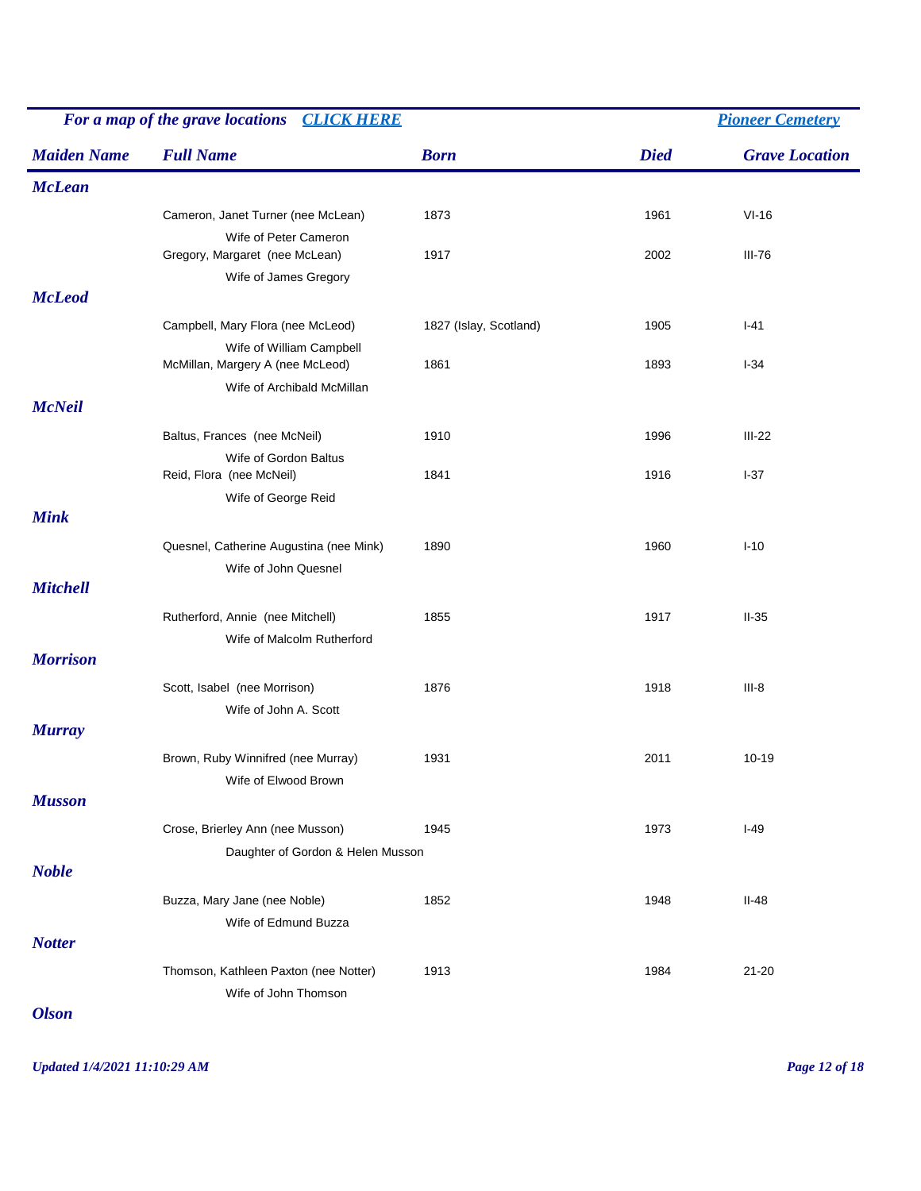*For a map of the grave locations* *CLICK HERE* *Pioneer Cemetery*

| Maiden Name | Full Name | Born | Died | Grave Location |
|---|---|---|---|---|
| **McLean** | | | | |
| | Cameron, Janet Turner (nee McLean) | 1873 | 1961 | VI-16 |
| | Wife of Peter Cameron | | | |
| | Gregory, Margaret (nee McLean) | 1917 | 2002 | III-76 |
| | Wife of James Gregory | | | |
| **McLeod** | | | | |
| | Campbell, Mary Flora (nee McLeod) | 1827 (Islay, Scotland) | 1905 | I-41 |
| | Wife of William Campbell | | | |
| | McMillan, Margery A (nee McLeod) | 1861 | 1893 | I-34 |
| | Wife of Archibald McMillan | | | |
| **McNeil** | | | | |
| | Baltus, Frances (nee McNeil) | 1910 | 1996 | III-22 |
| | Wife of Gordon Baltus | | | |
| | Reid, Flora (nee McNeil) | 1841 | 1916 | I-37 |
| | Wife of George Reid | | | |
| **Mink** | | | | |
| | Quesnel, Catherine Augustina (nee Mink) | 1890 | 1960 | I-10 |
| | Wife of John Quesnel | | | |
| **Mitchell** | | | | |
| | Rutherford, Annie (nee Mitchell) | 1855 | 1917 | II-35 |
| | Wife of Malcolm Rutherford | | | |
| **Morrison** | | | | |
| | Scott, Isabel (nee Morrison) | 1876 | 1918 | III-8 |
| | Wife of John A. Scott | | | |
| **Murray** | | | | |
| | Brown, Ruby Winnifred (nee Murray) | 1931 | 2011 | 10-19 |
| | Wife of Elwood Brown | | | |
| **Musson** | | | | |
| | Crose, Brierley Ann (nee Musson) | 1945 | 1973 | I-49 |
| | Daughter of Gordon & Helen Musson | | | |
| **Noble** | | | | |
| | Buzza, Mary Jane (nee Noble) | 1852 | 1948 | II-48 |
| | Wife of Edmund Buzza | | | |
| **Notter** | | | | |
| | Thomson, Kathleen Paxton (nee Notter) | 1913 | 1984 | 21-20 |
| | Wife of John Thomson | | | |
| **Olson** | | | | |

*Updated 1/4/2021 11:10:29 AM*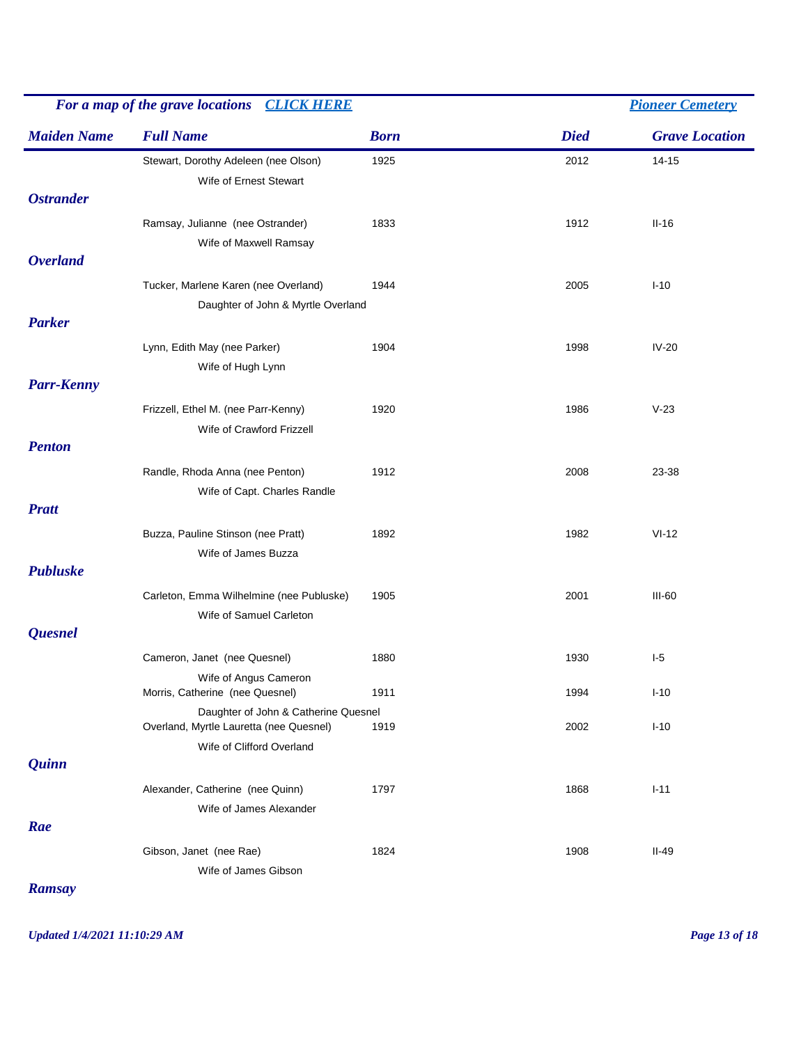*For a map of the grave locations* [*CLICK HERE*]() [*Pioneer Cemetery*]()

| Maiden Name | Full Name | Born | Died | Grave Location |
|---|---|---|---|---|
| | Stewart, Dorothy Adeleen (nee Olson) | 1925 | 2012 | 14-15 |
| | Wife of Ernest Stewart | | | |
| ***Ostrander*** | | | | |
| | Ramsay, Julianne (nee Ostrander) | 1833 | 1912 | II-16 |
| | Wife of Maxwell Ramsay | | | |
| ***Overland*** | | | | |
| | Tucker, Marlene Karen (nee Overland) | 1944 | 2005 | I-10 |
| | Daughter of John & Myrtle Overland | | | |
| ***Parker*** | | | | |
| | Lynn, Edith May (nee Parker) | 1904 | 1998 | IV-20 |
| | Wife of Hugh Lynn | | | |
| ***Parr-Kenny*** | | | | |
| | Frizzell, Ethel M. (nee Parr-Kenny) | 1920 | 1986 | V-23 |
| | Wife of Crawford Frizzell | | | |
| ***Penton*** | | | | |
| | Randle, Rhoda Anna (nee Penton) | 1912 | 2008 | 23-38 |
| | Wife of Capt. Charles Randle | | | |
| ***Pratt*** | | | | |
| | Buzza, Pauline Stinson (nee Pratt) | 1892 | 1982 | VI-12 |
| | Wife of James Buzza | | | |
| ***Publuske*** | | | | |
| | Carleton, Emma Wilhelmine (nee Publuske) | 1905 | 2001 | III-60 |
| | Wife of Samuel Carleton | | | |
| ***Quesnel*** | | | | |
| | Cameron, Janet (nee Quesnel) | 1880 | 1930 | I-5 |
| | Wife of Angus Cameron | | | |
| | Morris, Catherine (nee Quesnel) | 1911 | 1994 | I-10 |
| | Daughter of John & Catherine Quesnel | | | |
| | Overland, Myrtle Lauretta (nee Quesnel) | 1919 | 2002 | I-10 |
| | Wife of Clifford Overland | | | |
| ***Quinn*** | | | | |
| | Alexander, Catherine (nee Quinn) | 1797 | 1868 | I-11 |
| | Wife of James Alexander | | | |
| ***Rae*** | | | | |
| | Gibson, Janet (nee Rae) | 1824 | 1908 | II-49 |
| | Wife of James Gibson | | | |
| ***Ramsay*** | | | | |

*Updated 1/4/2021 11:10:29 AM*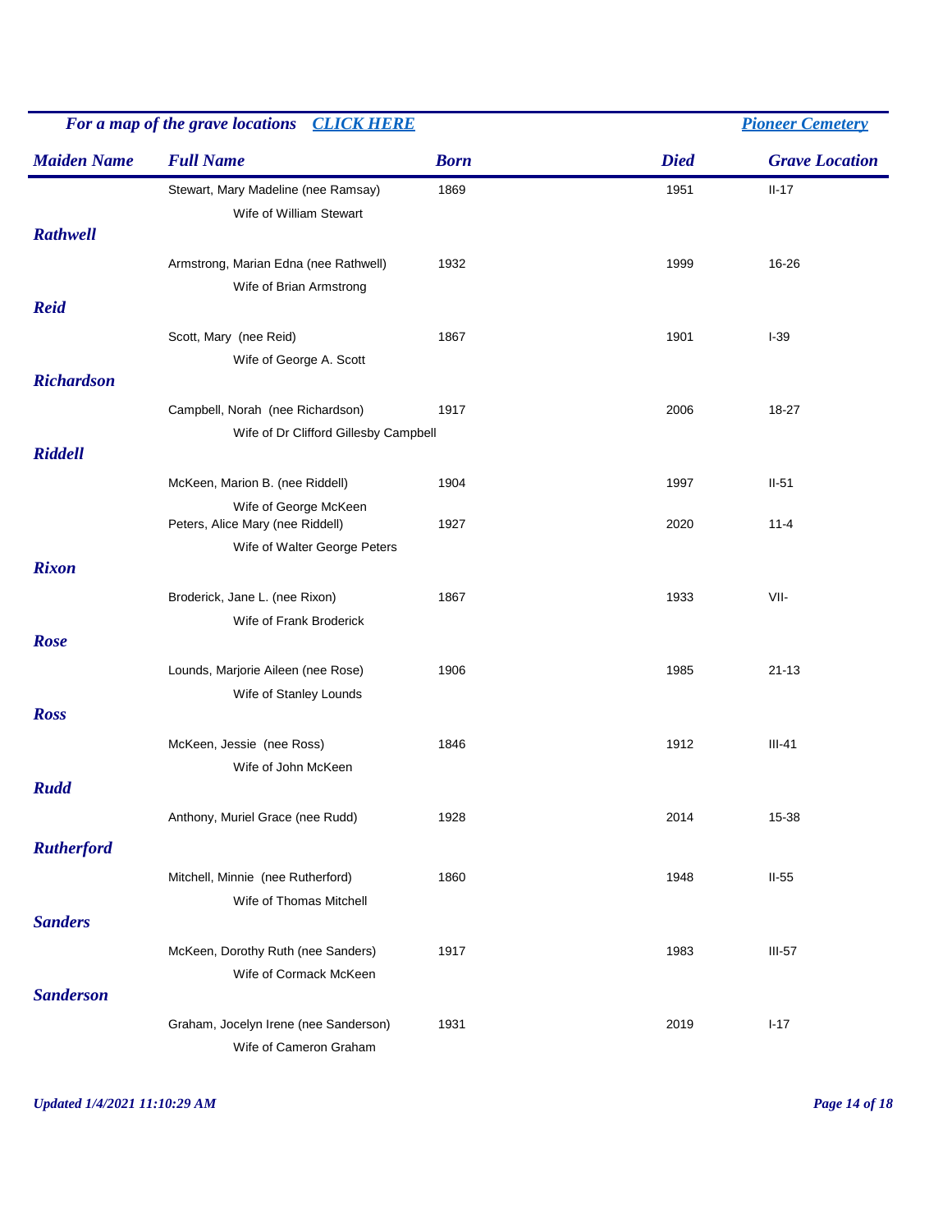*For a map of the grave locations* [*CLICK HERE*]  *Pioneer Cemetery*

| Maiden Name | Full Name | Born | Died | Grave Location |
|---|---|---|---|---|
| | Stewart, Mary Madeline (nee Ramsay) | 1869 | 1951 | II-17 |
| | Wife of William Stewart | | | |
| ***Rathwell*** | | | | |
| | Armstrong, Marian Edna (nee Rathwell) | 1932 | 1999 | 16-26 |
| | Wife of Brian Armstrong | | | |
| ***Reid*** | | | | |
| | Scott, Mary (nee Reid) | 1867 | 1901 | I-39 |
| | Wife of George A. Scott | | | |
| ***Richardson*** | | | | |
| | Campbell, Norah (nee Richardson) | 1917 | 2006 | 18-27 |
| | Wife of Dr Clifford Gillesby Campbell | | | |
| ***Riddell*** | | | | |
| | McKeen, Marion B. (nee Riddell) | 1904 | 1997 | II-51 |
| | Wife of George McKeen | | | |
| | Peters, Alice Mary (nee Riddell) | 1927 | 2020 | 11-4 |
| | Wife of Walter George Peters | | | |
| ***Rixon*** | | | | |
| | Broderick, Jane L. (nee Rixon) | 1867 | 1933 | VII- |
| | Wife of Frank Broderick | | | |
| ***Rose*** | | | | |
| | Lounds, Marjorie Aileen (nee Rose) | 1906 | 1985 | 21-13 |
| | Wife of Stanley Lounds | | | |
| ***Ross*** | | | | |
| | McKeen, Jessie (nee Ross) | 1846 | 1912 | III-41 |
| | Wife of John McKeen | | | |
| ***Rudd*** | | | | |
| | Anthony, Muriel Grace (nee Rudd) | 1928 | 2014 | 15-38 |
| ***Rutherford*** | | | | |
| | Mitchell, Minnie (nee Rutherford) | 1860 | 1948 | II-55 |
| | Wife of Thomas Mitchell | | | |
| ***Sanders*** | | | | |
| | McKeen, Dorothy Ruth (nee Sanders) | 1917 | 1983 | III-57 |
| | Wife of Cormack McKeen | | | |
| ***Sanderson*** | | | | |
| | Graham, Jocelyn Irene (nee Sanderson) | 1931 | 2019 | I-17 |
| | Wife of Cameron Graham | | | |

*Updated 1/4/2021 11:10:29 AM*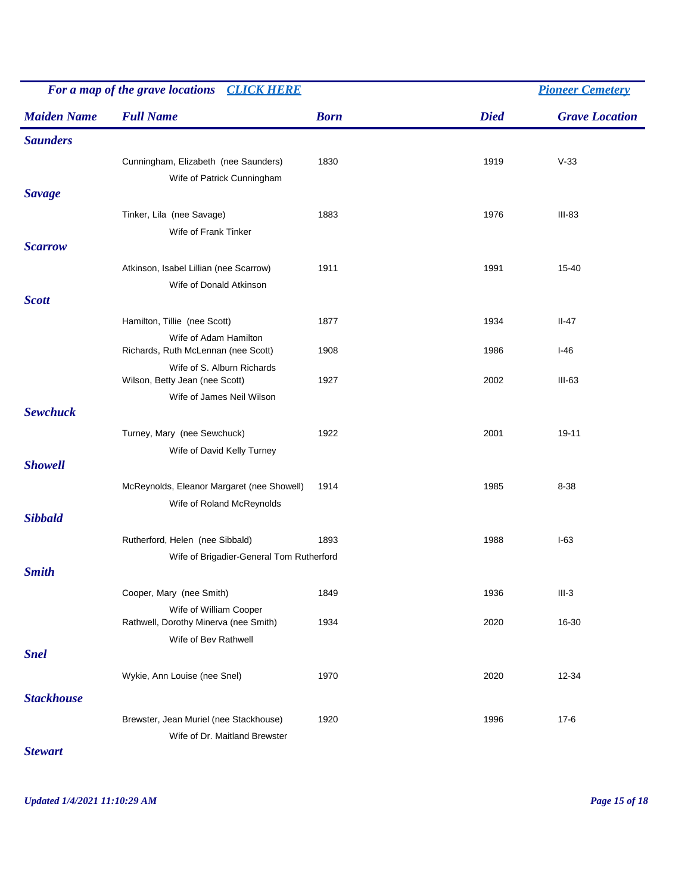*For a map of the grave locations* [*CLICK HERE*]() [*Pioneer Cemetery*]()

| *Maiden Name* | *Full Name* | *Born* | *Died* | *Grave Location* |
| --- | --- | --- | --- | --- |
| ***Saunders*** | | | | |
| | Cunningham, Elizabeth (nee Saunders) | 1830 | 1919 | V-33 |
| | Wife of Patrick Cunningham | | | |
| ***Savage*** | | | | |
| | Tinker, Lila (nee Savage) | 1883 | 1976 | III-83 |
| | Wife of Frank Tinker | | | |
| ***Scarrow*** | | | | |
| | Atkinson, Isabel Lillian (nee Scarrow) | 1911 | 1991 | 15-40 |
| | Wife of Donald Atkinson | | | |
| ***Scott*** | | | | |
| | Hamilton, Tillie (nee Scott) | 1877 | 1934 | II-47 |
| | Wife of Adam Hamilton | | | |
| | Richards, Ruth McLennan (nee Scott) | 1908 | 1986 | I-46 |
| | Wife of S. Alburn Richards | | | |
| | Wilson, Betty Jean (nee Scott) | 1927 | 2002 | III-63 |
| | Wife of James Neil Wilson | | | |
| ***Sewchuck*** | | | | |
| | Turney, Mary (nee Sewchuck) | 1922 | 2001 | 19-11 |
| | Wife of David Kelly Turney | | | |
| ***Showell*** | | | | |
| | McReynolds, Eleanor Margaret (nee Showell) | 1914 | 1985 | 8-38 |
| | Wife of Roland McReynolds | | | |
| ***Sibbald*** | | | | |
| | Rutherford, Helen (nee Sibbald) | 1893 | 1988 | I-63 |
| | Wife of Brigadier-General Tom Rutherford | | | |
| ***Smith*** | | | | |
| | Cooper, Mary (nee Smith) | 1849 | 1936 | III-3 |
| | Wife of William Cooper | | | |
| | Rathwell, Dorothy Minerva (nee Smith) | 1934 | 2020 | 16-30 |
| | Wife of Bev Rathwell | | | |
| ***Snel*** | | | | |
| | Wykie, Ann Louise (nee Snel) | 1970 | 2020 | 12-34 |
| ***Stackhouse*** | | | | |
| | Brewster, Jean Muriel (nee Stackhouse) | 1920 | 1996 | 17-6 |
| | Wife of Dr. Maitland Brewster | | | |
| ***Stewart*** | | | | |

*Updated 1/4/2021 11:10:29 AM*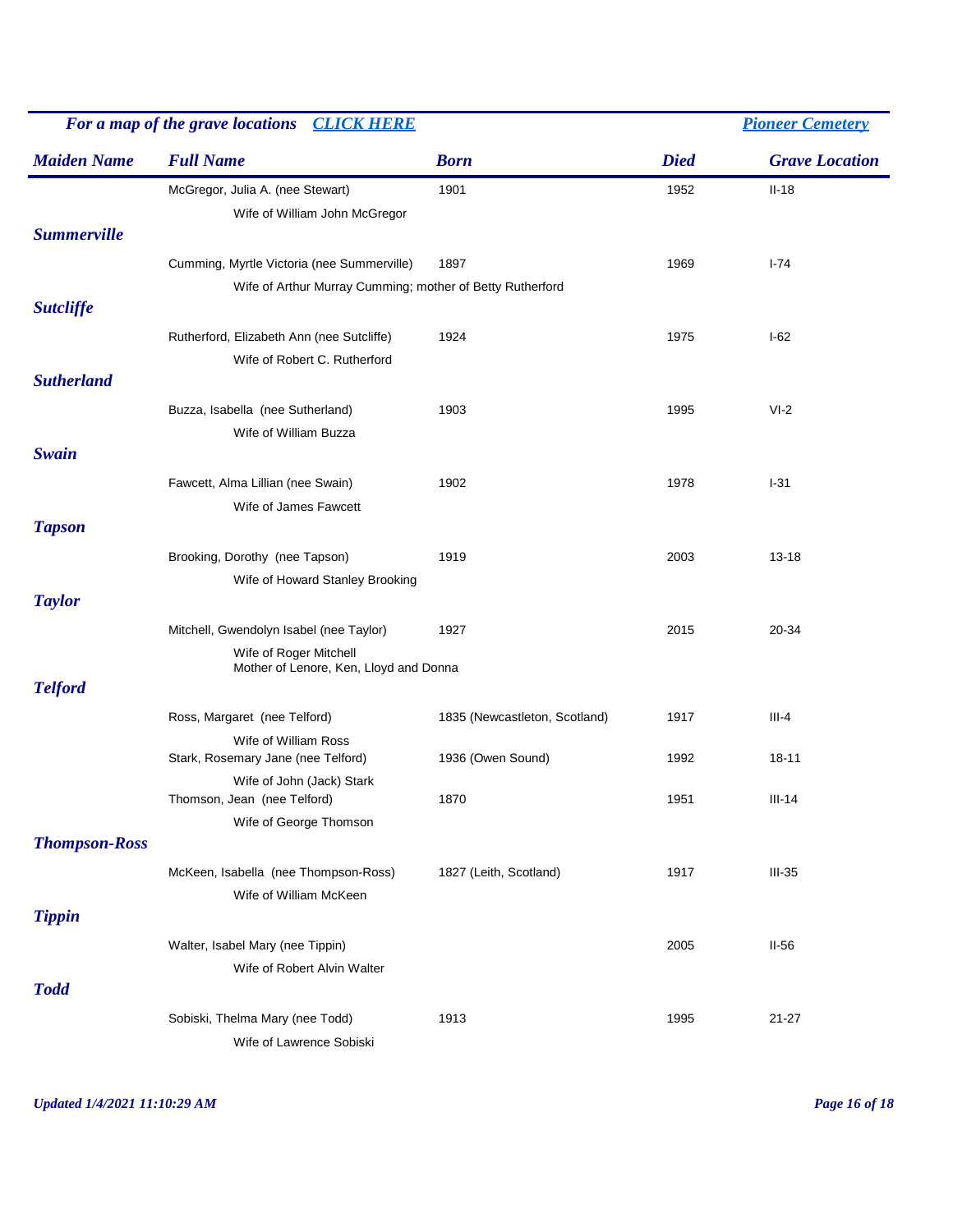*For a map of the grave locations* [*CLICK HERE*]() [*Pioneer Cemetery*]()

| Maiden Name | Full Name | Born | Died | Grave Location |
|---|---|---|---|---|
| | McGregor, Julia A. (nee Stewart) | 1901 | 1952 | II-18 |
| | Wife of William John McGregor | | | |
| ***Summerville*** | | | | |
| | Cumming, Myrtle Victoria (nee Summerville) | 1897 | 1969 | I-74 |
| | Wife of Arthur Murray Cumming; mother of Betty Rutherford | | | |
| ***Sutcliffe*** | | | | |
| | Rutherford, Elizabeth Ann (nee Sutcliffe) | 1924 | 1975 | I-62 |
| | Wife of Robert C. Rutherford | | | |
| ***Sutherland*** | | | | |
| | Buzza, Isabella (nee Sutherland) | 1903 | 1995 | VI-2 |
| | Wife of William Buzza | | | |
| ***Swain*** | | | | |
| | Fawcett, Alma Lillian (nee Swain) | 1902 | 1978 | I-31 |
| | Wife of James Fawcett | | | |
| ***Tapson*** | | | | |
| | Brooking, Dorothy (nee Tapson) | 1919 | 2003 | 13-18 |
| | Wife of Howard Stanley Brooking | | | |
| ***Taylor*** | | | | |
| | Mitchell, Gwendolyn Isabel (nee Taylor) | 1927 | 2015 | 20-34 |
| | Wife of Roger Mitchell<br>Mother of Lenore, Ken, Lloyd and Donna | | | |
| ***Telford*** | | | | |
| | Ross, Margaret (nee Telford) | 1835 (Newcastleton, Scotland) | 1917 | III-4 |
| | Wife of William Ross | | | |
| | Stark, Rosemary Jane (nee Telford) | 1936 (Owen Sound) | 1992 | 18-11 |
| | Wife of John (Jack) Stark | | | |
| | Thomson, Jean (nee Telford) | 1870 | 1951 | III-14 |
| | Wife of George Thomson | | | |
| ***Thompson-Ross*** | | | | |
| | McKeen, Isabella (nee Thompson-Ross) | 1827 (Leith, Scotland) | 1917 | III-35 |
| | Wife of William McKeen | | | |
| ***Tippin*** | | | | |
| | Walter, Isabel Mary (nee Tippin) | | 2005 | II-56 |
| | Wife of Robert Alvin Walter | | | |
| ***Todd*** | | | | |
| | Sobiski, Thelma Mary (nee Todd) | 1913 | 1995 | 21-27 |
| | Wife of Lawrence Sobiski | | | |

*Updated 1/4/2021 11:10:29 AM*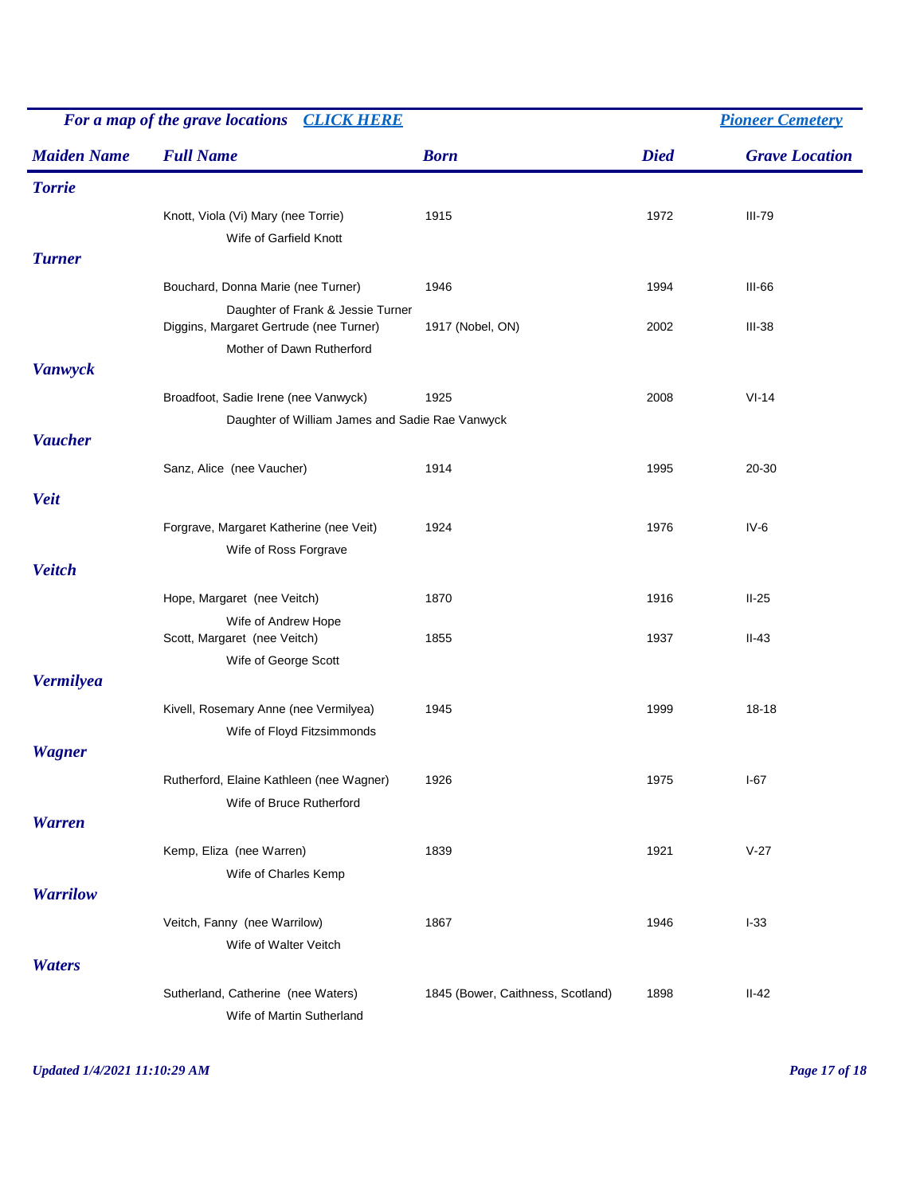*For a map of the grave locations* [*CLICK HERE*]() [*Pioneer Cemetery*]()

| Maiden Name | Full Name | Born | Died | Grave Location |
|---|---|---|---|---|
| **Torrie** | | | | |
| | Knott, Viola (Vi) Mary (nee Torrie) | 1915 | 1972 | III-79 |
| | Wife of Garfield Knott | | | |
| **Turner** | | | | |
| | Bouchard, Donna Marie (nee Turner) | 1946 | 1994 | III-66 |
| | Daughter of Frank & Jessie Turner | | | |
| | Diggins, Margaret Gertrude (nee Turner) | 1917 (Nobel, ON) | 2002 | III-38 |
| | Mother of Dawn Rutherford | | | |
| **Vanwyck** | | | | |
| | Broadfoot, Sadie Irene (nee Vanwyck) | 1925 | 2008 | VI-14 |
| | Daughter of William James and Sadie Rae Vanwyck | | | |
| **Vaucher** | | | | |
| | Sanz, Alice (nee Vaucher) | 1914 | 1995 | 20-30 |
| **Veit** | | | | |
| | Forgrave, Margaret Katherine (nee Veit) | 1924 | 1976 | IV-6 |
| | Wife of Ross Forgrave | | | |
| **Veitch** | | | | |
| | Hope, Margaret (nee Veitch) | 1870 | 1916 | II-25 |
| | Wife of Andrew Hope | | | |
| | Scott, Margaret (nee Veitch) | 1855 | 1937 | II-43 |
| | Wife of George Scott | | | |
| **Vermilyea** | | | | |
| | Kivell, Rosemary Anne (nee Vermilyea) | 1945 | 1999 | 18-18 |
| | Wife of Floyd Fitzsimmonds | | | |
| **Wagner** | | | | |
| | Rutherford, Elaine Kathleen (nee Wagner) | 1926 | 1975 | I-67 |
| | Wife of Bruce Rutherford | | | |
| **Warren** | | | | |
| | Kemp, Eliza (nee Warren) | 1839 | 1921 | V-27 |
| | Wife of Charles Kemp | | | |
| **Warrilow** | | | | |
| | Veitch, Fanny (nee Warrilow) | 1867 | 1946 | I-33 |
| | Wife of Walter Veitch | | | |
| **Waters** | | | | |
| | Sutherland, Catherine (nee Waters) | 1845 (Bower, Caithness, Scotland) | 1898 | II-42 |
| | Wife of Martin Sutherland | | | |

*Updated 1/4/2021 11:10:29 AM*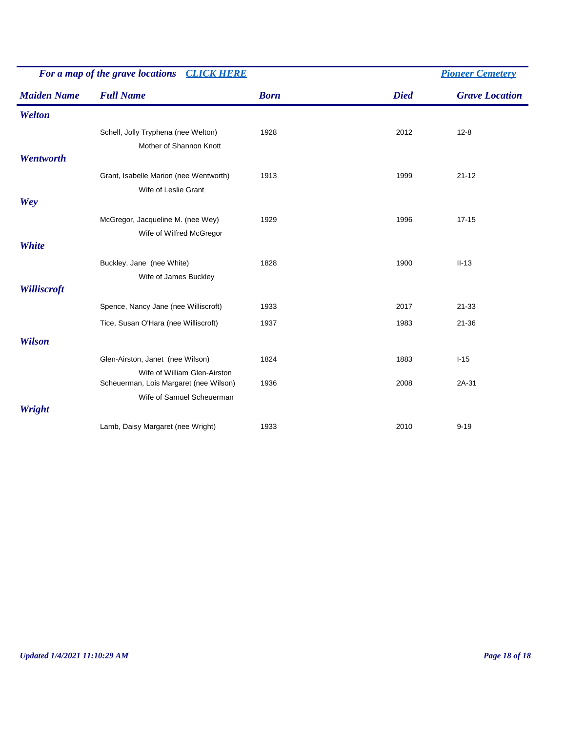*For a map of the grave locations* [*CLICK HERE*] — [*Pioneer Cemetery*]

| Maiden Name | Full Name | Born | Died | Grave Location |
|---|---|---|---|---|
| ***Welton*** | | | | |
| | Schell, Jolly Tryphena (nee Welton) | 1928 | 2012 | 12-8 |
| | Mother of Shannon Knott | | | |
| ***Wentworth*** | | | | |
| | Grant, Isabelle Marion (nee Wentworth) | 1913 | 1999 | 21-12 |
| | Wife of Leslie Grant | | | |
| ***Wey*** | | | | |
| | McGregor, Jacqueline M. (nee Wey) | 1929 | 1996 | 17-15 |
| | Wife of Wilfred McGregor | | | |
| ***White*** | | | | |
| | Buckley, Jane (nee White) | 1828 | 1900 | II-13 |
| | Wife of James Buckley | | | |
| ***Williscroft*** | | | | |
| | Spence, Nancy Jane (nee Williscroft) | 1933 | 2017 | 21-33 |
| | Tice, Susan O'Hara (nee Williscroft) | 1937 | 1983 | 21-36 |
| ***Wilson*** | | | | |
| | Glen-Airston, Janet (nee Wilson) | 1824 | 1883 | I-15 |
| | Wife of William Glen-Airston | | | |
| | Scheuerman, Lois Margaret (nee Wilson) | 1936 | 2008 | 2A-31 |
| | Wife of Samuel Scheuerman | | | |
| ***Wright*** | | | | |
| | Lamb, Daisy Margaret (nee Wright) | 1933 | 2010 | 9-19 |

*Updated 1/4/2021 11:10:29 AM*